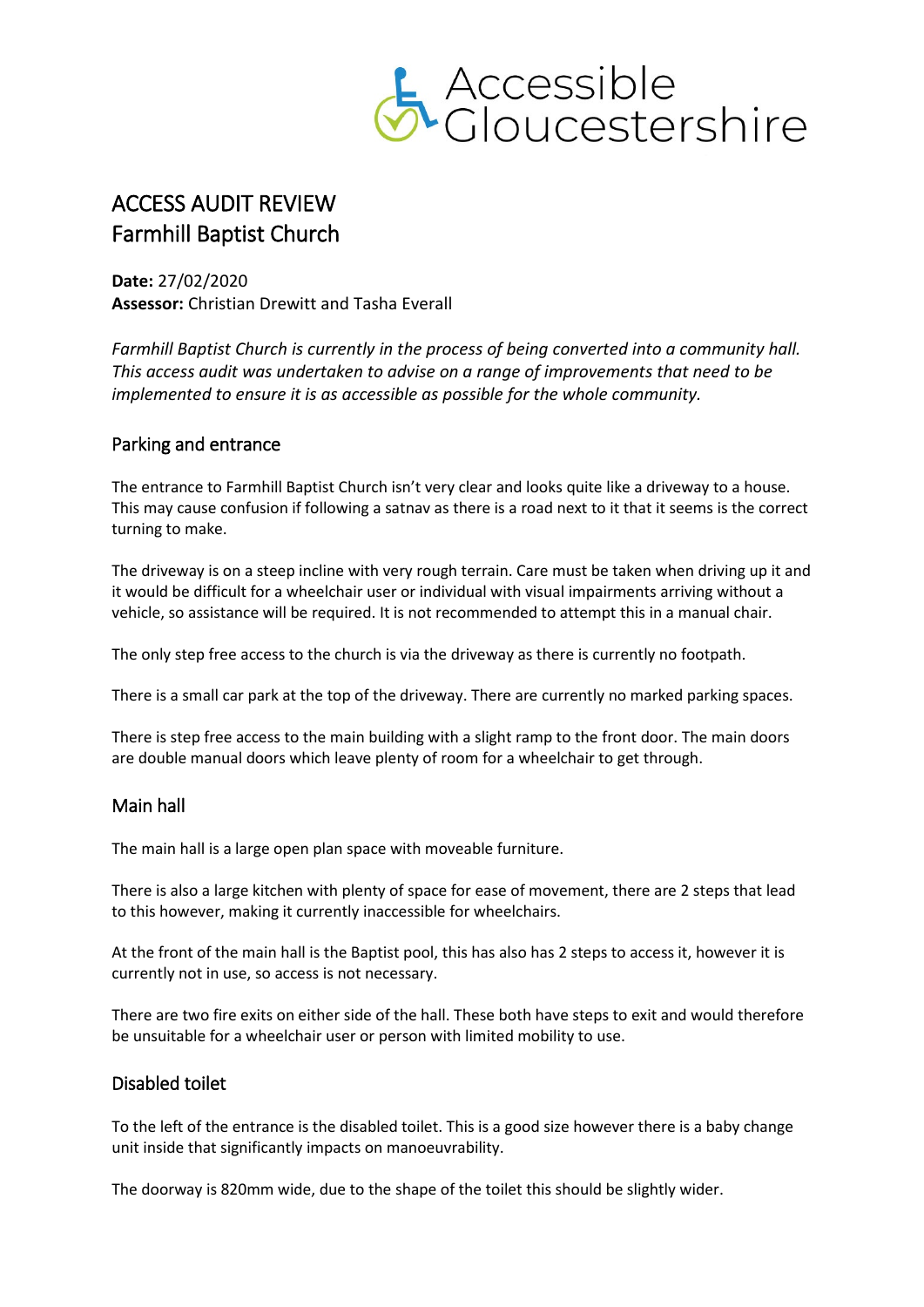Accessible Gloucestershire

# ACCESS AUDIT REVIEW
# Farmhill Baptist Church

**Date:** 27/02/2020
**Assessor:** Christian Drewitt and Tasha Everall

*Farmhill Baptist Church is currently in the process of being converted into a community hall. This access audit was undertaken to advise on a range of improvements that need to be implemented to ensure it is as accessible as possible for the whole community.*

## Parking and entrance

The entrance to Farmhill Baptist Church isn't very clear and looks quite like a driveway to a house. This may cause confusion if following a satnav as there is a road next to it that it seems is the correct turning to make.

The driveway is on a steep incline with very rough terrain. Care must be taken when driving up it and it would be difficult for a wheelchair user or individual with visual impairments arriving without a vehicle, so assistance will be required. It is not recommended to attempt this in a manual chair.

The only step free access to the church is via the driveway as there is currently no footpath.

There is a small car park at the top of the driveway. There are currently no marked parking spaces.

There is step free access to the main building with a slight ramp to the front door. The main doors are double manual doors which leave plenty of room for a wheelchair to get through.

## Main hall

The main hall is a large open plan space with moveable furniture.

There is also a large kitchen with plenty of space for ease of movement, there are 2 steps that lead to this however, making it currently inaccessible for wheelchairs.

At the front of the main hall is the Baptist pool, this has also has 2 steps to access it, however it is currently not in use, so access is not necessary.

There are two fire exits on either side of the hall. These both have steps to exit and would therefore be unsuitable for a wheelchair user or person with limited mobility to use.

## Disabled toilet

To the left of the entrance is the disabled toilet. This is a good size however there is a baby change unit inside that significantly impacts on manoeuvrability.

The doorway is 820mm wide, due to the shape of the toilet this should be slightly wider.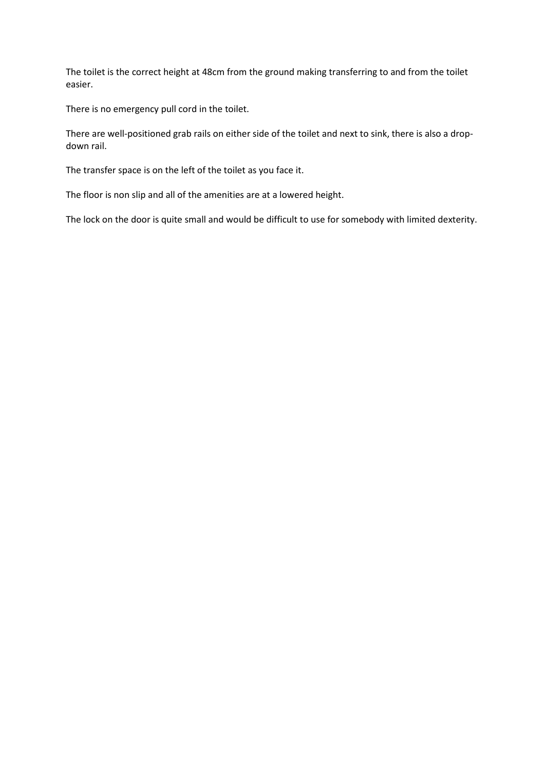The toilet is the correct height at 48cm from the ground making transferring to and from the toilet easier.

There is no emergency pull cord in the toilet.

There are well-positioned grab rails on either side of the toilet and next to sink, there is also a drop-down rail.

The transfer space is on the left of the toilet as you face it.

The floor is non slip and all of the amenities are at a lowered height.

The lock on the door is quite small and would be difficult to use for somebody with limited dexterity.